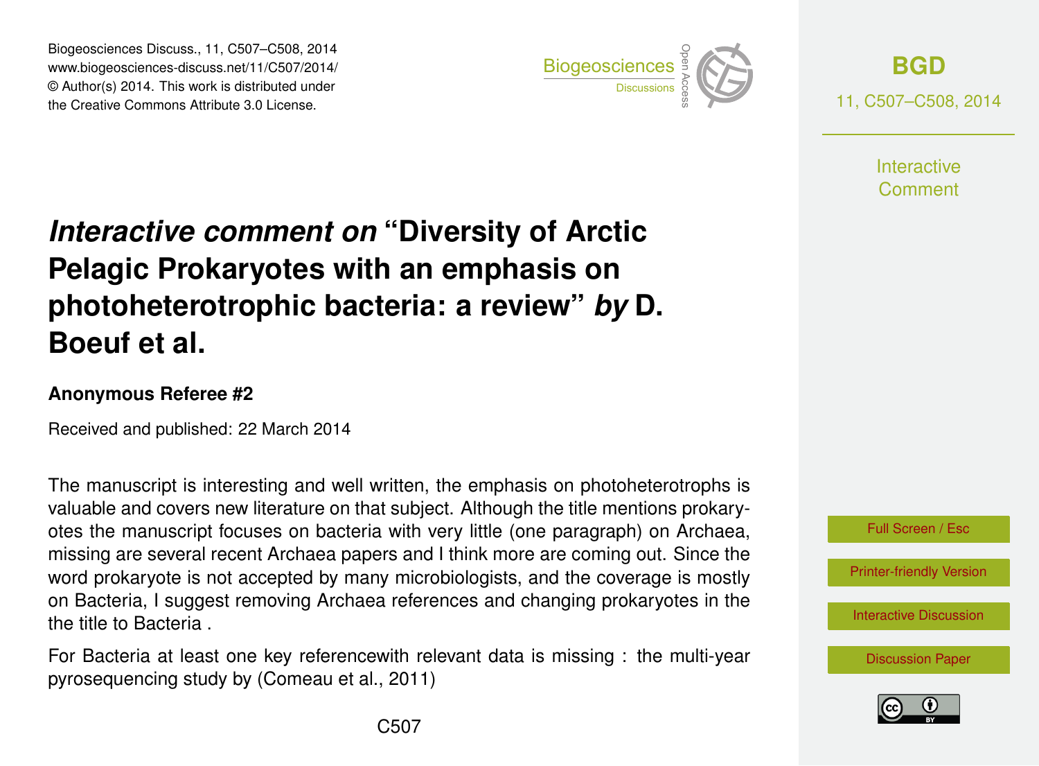# *Interactive comment on* "Diversity of Arctic Pelagic Prokaryotes with an emphasis on photoheterotrophic bacteria: a review" *by* D. Boeuf et al.

**Anonymous Referee #2**

Received and published: 22 March 2014

The manuscript is interesting and well written, the emphasis on photoheterotrophs is valuable and covers new literature on that subject. Although the title mentions prokaryotes the manuscript focuses on bacteria with very little (one paragraph) on Archaea, missing are several recent Archaea papers and I think more are coming out. Since the word prokaryote is not accepted by many microbiologists, and the coverage is mostly on Bacteria, I suggest removing Archaea references and changing prokaryotes in the the title to Bacteria .

For Bacteria at least one key referencewith relevant data is missing : the multi-year pyrosequencing study by (Comeau et al., 2011)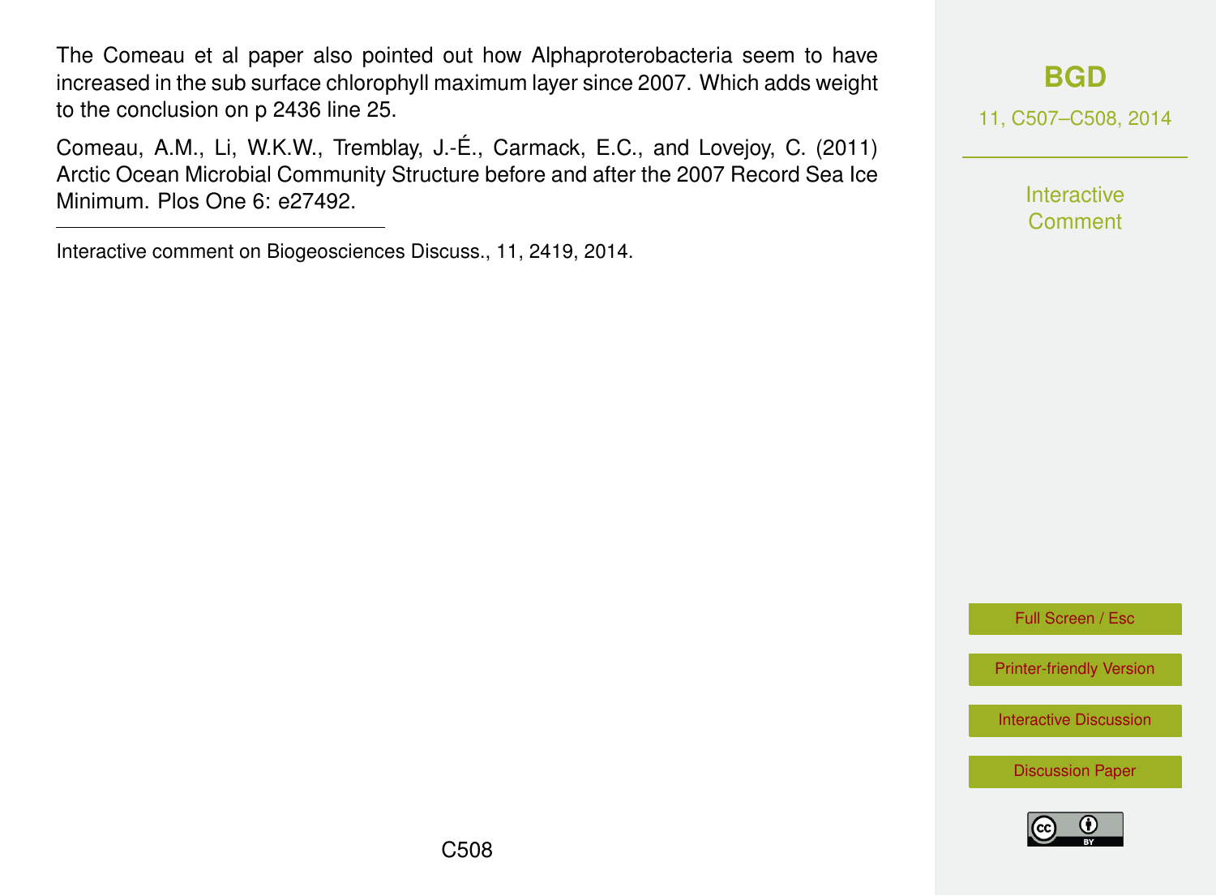The Comeau et al paper also pointed out how Alphaproterobacteria seem to have increased in the sub surface chlorophyll maximum layer since 2007. Which adds weight to the conclusion on p 2436 line 25.

Comeau, A.M., Li, W.K.W., Tremblay, J.-É., Carmack, E.C., and Lovejoy, C. (2011) Arctic Ocean Microbial Community Structure before and after the 2007 Record Sea Ice Minimum. Plos One 6: e27492.

---

Interactive comment on Biogeosciences Discuss., 11, 2419, 2014.